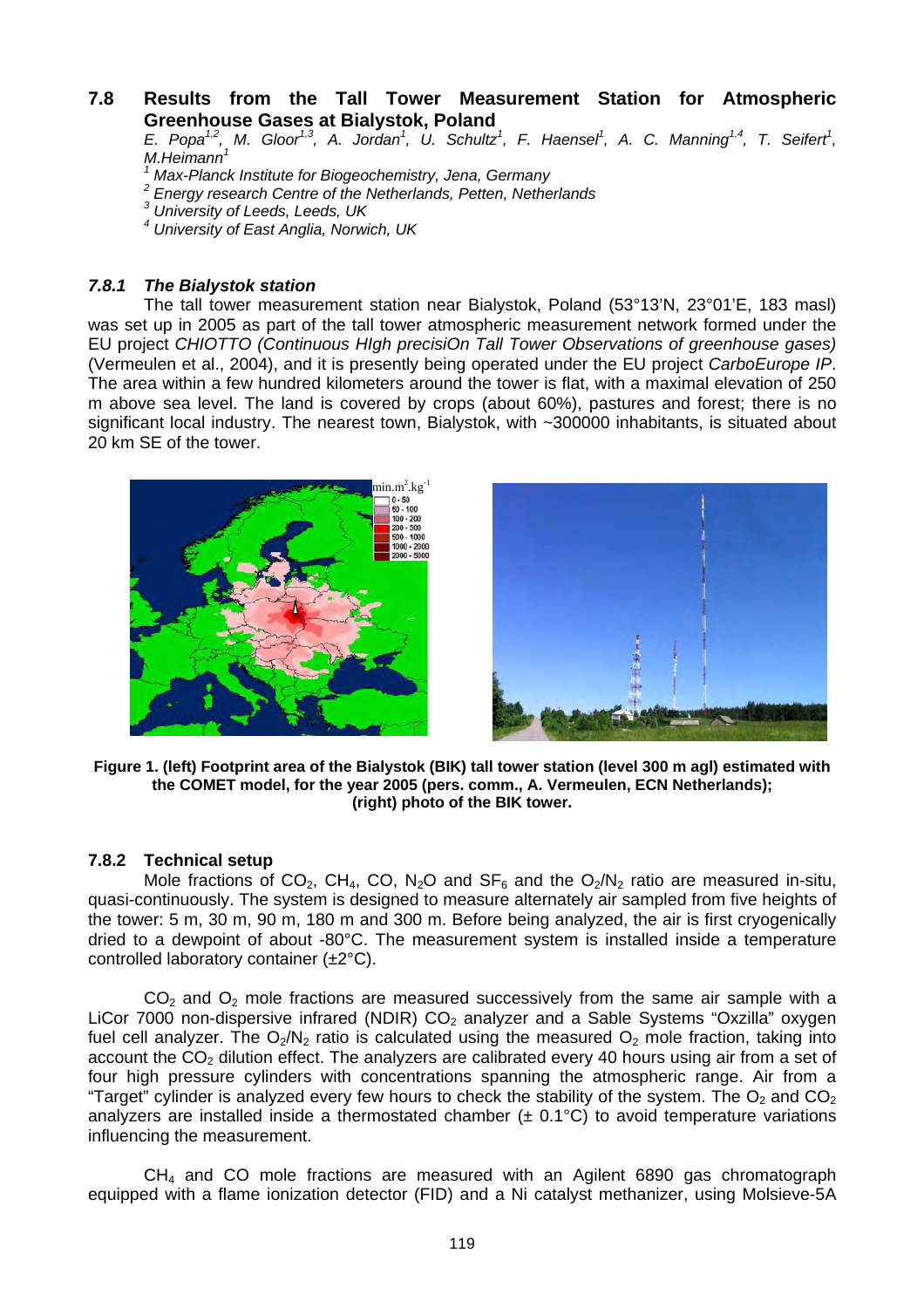## 7.8 Results from the Tall Tower Measurement Station for Atmospheric Greenhouse Gases at Bialystok, Poland

*E. Popa[1,2], M. Gloor[1,3], A. Jordan[1], U. Schultz[1], F. Haensel[1], A. C. Manning[1,4], T. Seifert[1], M.Heimann[1]*

[1] *Max-Planck Institute for Biogeochemistry, Jena, Germany*
[2] *Energy research Centre of the Netherlands, Petten, Netherlands*
[3] *University of Leeds, Leeds, UK*
[4] *University of East Anglia, Norwich, UK*

### *7.8.1 The Bialystok station*

The tall tower measurement station near Bialystok, Poland (53°13'N, 23°01'E, 183 masl) was set up in 2005 as part of the tall tower atmospheric measurement network formed under the EU project *CHIOTTO (Continuous HIgh precisiOn Tall Tower Observations of greenhouse gases)* (Vermeulen et al., 2004), and it is presently being operated under the EU project *CarboEurope IP*. The area within a few hundred kilometers around the tower is flat, with a maximal elevation of 250 m above sea level. The land is covered by crops (about 60%), pastures and forest; there is no significant local industry. The nearest town, Bialystok, with ~300000 inhabitants, is situated about 20 km SE of the tower.

**Figure 1. (left) Footprint area of the Bialystok (BIK) tall tower station (level 300 m agl) estimated with the COMET model, for the year 2005 (pers. comm., A. Vermeulen, ECN Netherlands); (right) photo of the BIK tower.**

### 7.8.2 Technical setup

Mole fractions of $CO_2$, $CH_4$, CO, $N_2O$ and $SF_6$ and the $O_2/N_2$ ratio are measured in-situ, quasi-continuously. The system is designed to measure alternately air sampled from five heights of the tower: 5 m, 30 m, 90 m, 180 m and 300 m. Before being analyzed, the air is first cryogenically dried to a dewpoint of about -80°C. The measurement system is installed inside a temperature controlled laboratory container (±2°C).

$CO_2$ and $O_2$ mole fractions are measured successively from the same air sample with a LiCor 7000 non-dispersive infrared (NDIR) $CO_2$ analyzer and a Sable Systems "Oxzilla" oxygen fuel cell analyzer. The $O_2/N_2$ ratio is calculated using the measured $O_2$ mole fraction, taking into account the $CO_2$ dilution effect. The analyzers are calibrated every 40 hours using air from a set of four high pressure cylinders with concentrations spanning the atmospheric range. Air from a "Target" cylinder is analyzed every few hours to check the stability of the system. The $O_2$ and $CO_2$ analyzers are installed inside a thermostated chamber (± 0.1°C) to avoid temperature variations influencing the measurement.

$CH_4$ and CO mole fractions are measured with an Agilent 6890 gas chromatograph equipped with a flame ionization detector (FID) and a Ni catalyst methanizer, using Molsieve-5A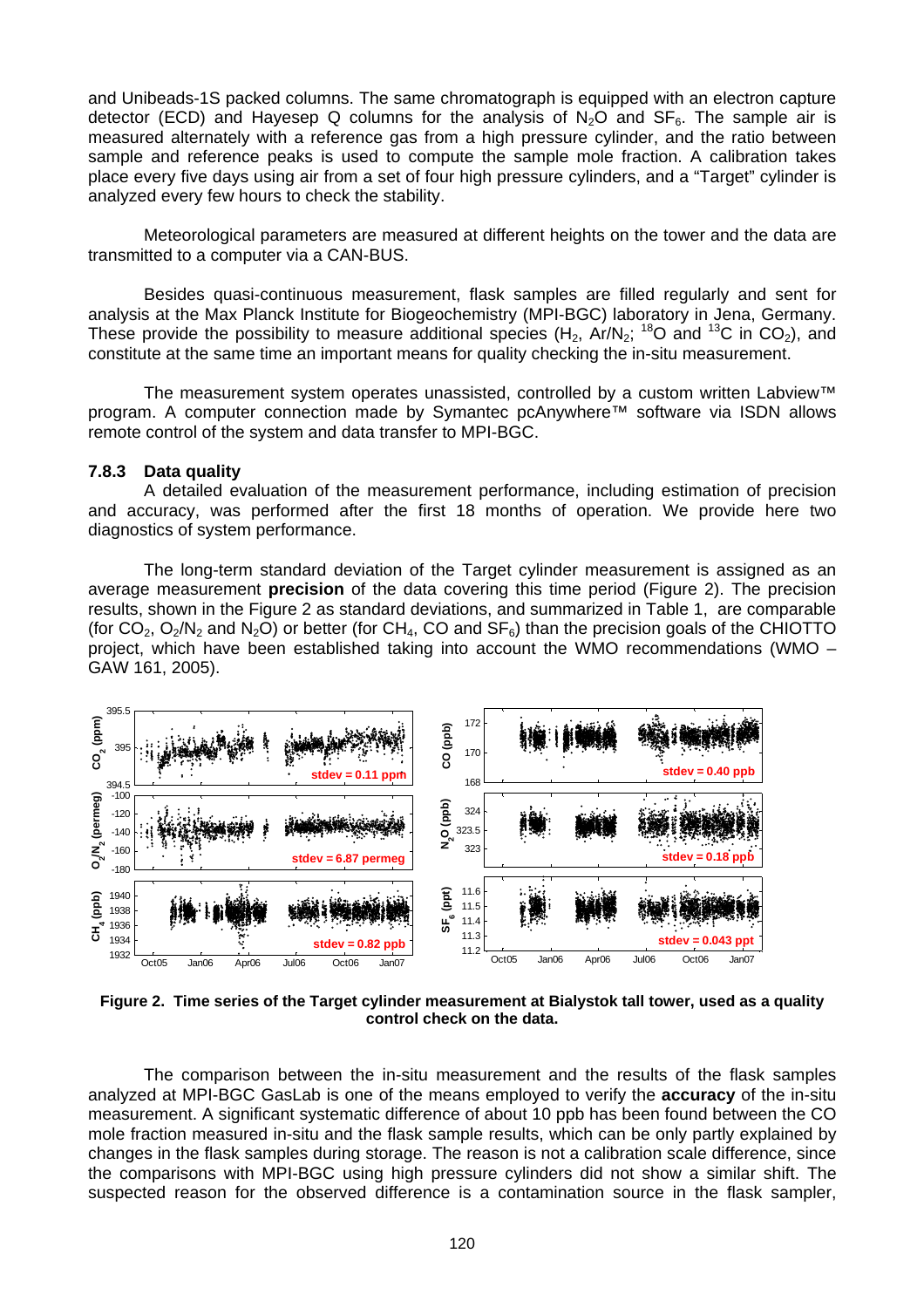and Unibeads-1S packed columns. The same chromatograph is equipped with an electron capture detector (ECD) and Hayesep Q columns for the analysis of $N_2O$ and $SF_6$. The sample air is measured alternately with a reference gas from a high pressure cylinder, and the ratio between sample and reference peaks is used to compute the sample mole fraction. A calibration takes place every five days using air from a set of four high pressure cylinders, and a "Target" cylinder is analyzed every few hours to check the stability.

Meteorological parameters are measured at different heights on the tower and the data are transmitted to a computer via a CAN-BUS.

Besides quasi-continuous measurement, flask samples are filled regularly and sent for analysis at the Max Planck Institute for Biogeochemistry (MPI-BGC) laboratory in Jena, Germany. These provide the possibility to measure additional species ($H_2$, $Ar/N_2$; $^{18}O$ and $^{13}C$ in $CO_2$), and constitute at the same time an important means for quality checking the in-situ measurement.

The measurement system operates unassisted, controlled by a custom written Labview™ program. A computer connection made by Symantec pcAnywhere™ software via ISDN allows remote control of the system and data transfer to MPI-BGC.

### 7.8.3 Data quality

A detailed evaluation of the measurement performance, including estimation of precision and accuracy, was performed after the first 18 months of operation. We provide here two diagnostics of system performance.

The long-term standard deviation of the Target cylinder measurement is assigned as an average measurement **precision** of the data covering this time period (Figure 2). The precision results, shown in the Figure 2 as standard deviations, and summarized in Table 1, are comparable (for $CO_2$, $O_2/N_2$ and $N_2O$) or better (for $CH_4$, CO and $SF_6$) than the precision goals of the CHIOTTO project, which have been established taking into account the WMO recommendations (WMO – GAW 161, 2005).

**Figure 2. Time series of the Target cylinder measurement at Bialystok tall tower, used as a quality control check on the data.**

The comparison between the in-situ measurement and the results of the flask samples analyzed at MPI-BGC GasLab is one of the means employed to verify the **accuracy** of the in-situ measurement. A significant systematic difference of about 10 ppb has been found between the CO mole fraction measured in-situ and the flask sample results, which can be only partly explained by changes in the flask samples during storage. The reason is not a calibration scale difference, since the comparisons with MPI-BGC using high pressure cylinders did not show a similar shift. The suspected reason for the observed difference is a contamination source in the flask sampler,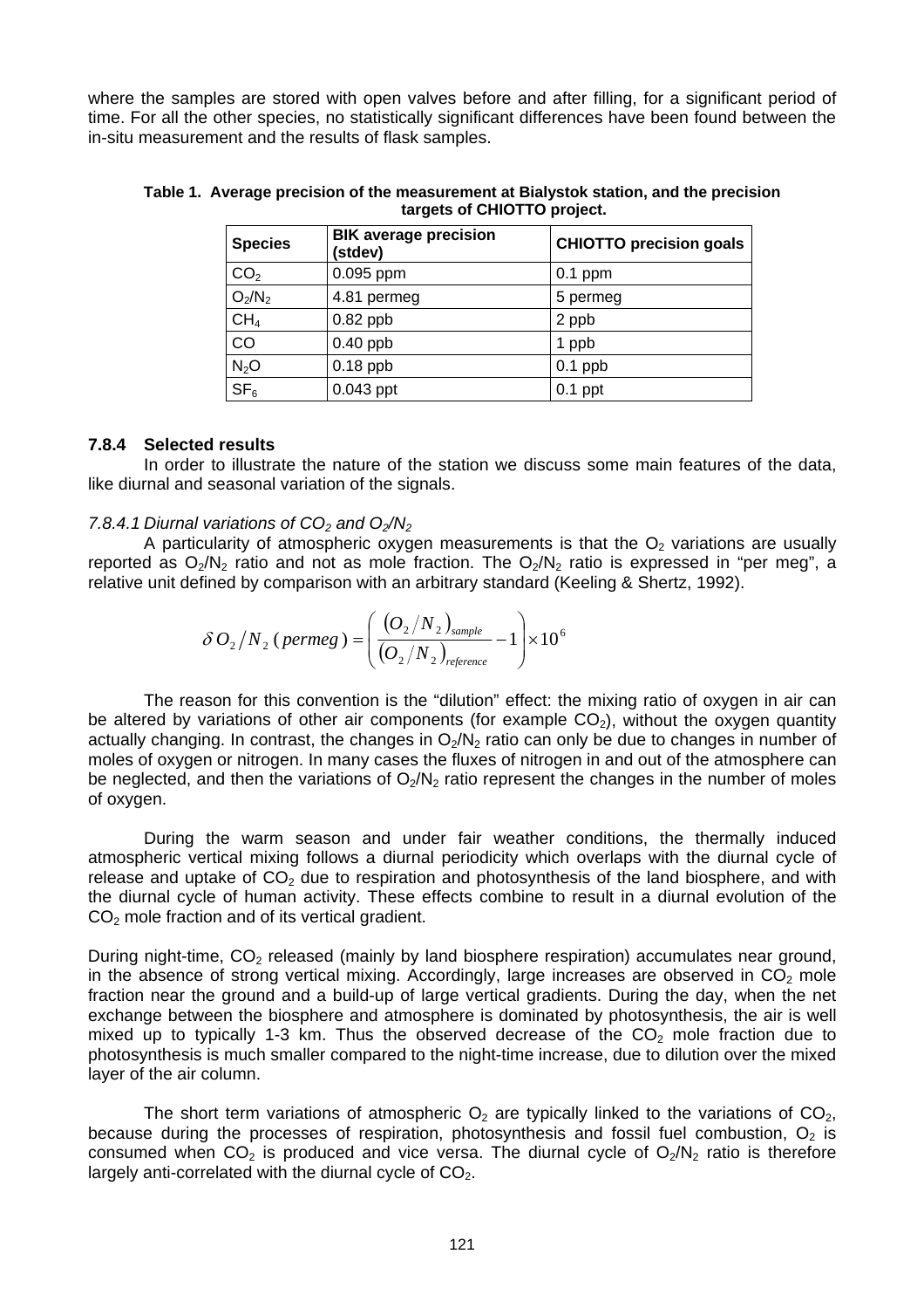where the samples are stored with open valves before and after filling, for a significant period of time. For all the other species, no statistically significant differences have been found between the in-situ measurement and the results of flask samples.

**Table 1. Average precision of the measurement at Bialystok station, and the precision targets of CHIOTTO project.**

| Species | BIK average precision (stdev) | CHIOTTO precision goals |
|---|---|---|
| $CO_2$ | 0.095 ppm | 0.1 ppm |
| $O_2/N_2$ | 4.81 permeg | 5 permeg |
| $CH_4$ | 0.82 ppb | 2 ppb |
| CO | 0.40 ppb | 1 ppb |
| $N_2O$ | 0.18 ppb | 0.1 ppb |
| $SF_6$ | 0.043 ppt | 0.1 ppt |

### 7.8.4 Selected results

In order to illustrate the nature of the station we discuss some main features of the data, like diurnal and seasonal variation of the signals.

*7.8.4.1 Diurnal variations of $CO_2$ and $O_2/N_2$*

A particularity of atmospheric oxygen measurements is that the $O_2$ variations are usually reported as $O_2/N_2$ ratio and not as mole fraction. The $O_2/N_2$ ratio is expressed in "per meg", a relative unit defined by comparison with an arbitrary standard (Keeling & Shertz, 1992).

$$\delta O_2/N_2\,(permeg) = \left( \frac{(O_2/N_2)_{sample}}{(O_2/N_2)_{reference}} - 1 \right) \times 10^6$$

The reason for this convention is the "dilution" effect: the mixing ratio of oxygen in air can be altered by variations of other air components (for example $CO_2$), without the oxygen quantity actually changing. In contrast, the changes in $O_2/N_2$ ratio can only be due to changes in number of moles of oxygen or nitrogen. In many cases the fluxes of nitrogen in and out of the atmosphere can be neglected, and then the variations of $O_2/N_2$ ratio represent the changes in the number of moles of oxygen.

During the warm season and under fair weather conditions, the thermally induced atmospheric vertical mixing follows a diurnal periodicity which overlaps with the diurnal cycle of release and uptake of $CO_2$ due to respiration and photosynthesis of the land biosphere, and with the diurnal cycle of human activity. These effects combine to result in a diurnal evolution of the $CO_2$ mole fraction and of its vertical gradient.

During night-time, $CO_2$ released (mainly by land biosphere respiration) accumulates near ground, in the absence of strong vertical mixing. Accordingly, large increases are observed in $CO_2$ mole fraction near the ground and a build-up of large vertical gradients. During the day, when the net exchange between the biosphere and atmosphere is dominated by photosynthesis, the air is well mixed up to typically 1-3 km. Thus the observed decrease of the $CO_2$ mole fraction due to photosynthesis is much smaller compared to the night-time increase, due to dilution over the mixed layer of the air column.

The short term variations of atmospheric $O_2$ are typically linked to the variations of $CO_2$, because during the processes of respiration, photosynthesis and fossil fuel combustion, $O_2$ is consumed when $CO_2$ is produced and vice versa. The diurnal cycle of $O_2/N_2$ ratio is therefore largely anti-correlated with the diurnal cycle of $CO_2$.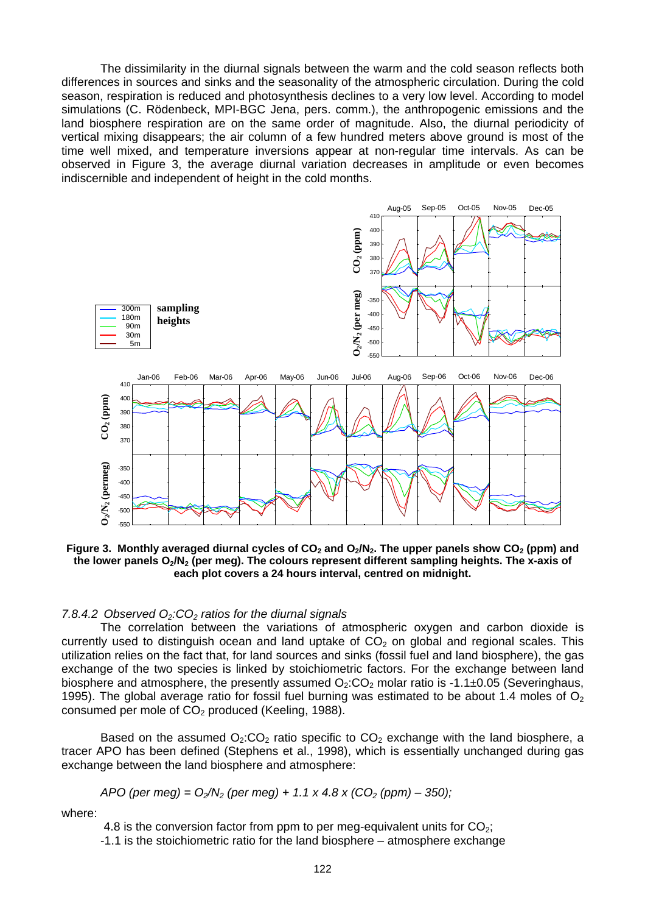The dissimilarity in the diurnal signals between the warm and the cold season reflects both differences in sources and sinks and the seasonality of the atmospheric circulation. During the cold season, respiration is reduced and photosynthesis declines to a very low level. According to model simulations (C. Rödenbeck, MPI-BGC Jena, pers. comm.), the anthropogenic emissions and the land biosphere respiration are on the same order of magnitude. Also, the diurnal periodicity of vertical mixing disappears; the air column of a few hundred meters above ground is most of the time well mixed, and temperature inversions appear at non-regular time intervals. As can be observed in Figure 3, the average diurnal variation decreases in amplitude or even becomes indiscernible and independent of height in the cold months.

**Figure 3. Monthly averaged diurnal cycles of $CO_2$ and $O_2/N_2$. The upper panels show $CO_2$ (ppm) and the lower panels $O_2/N_2$ (per meg). The colours represent different sampling heights. The x-axis of each plot covers a 24 hours interval, centred on midnight.**

*7.8.4.2 Observed $O_2$:$CO_2$ ratios for the diurnal signals*

The correlation between the variations of atmospheric oxygen and carbon dioxide is currently used to distinguish ocean and land uptake of $CO_2$ on global and regional scales. This utilization relies on the fact that, for land sources and sinks (fossil fuel and land biosphere), the gas exchange of the two species is linked by stoichiometric factors. For the exchange between land biosphere and atmosphere, the presently assumed $O_2$:$CO_2$ molar ratio is -1.1±0.05 (Severinghaus, 1995). The global average ratio for fossil fuel burning was estimated to be about 1.4 moles of $O_2$ consumed per mole of $CO_2$ produced (Keeling, 1988).

Based on the assumed $O_2$:$CO_2$ ratio specific to $CO_2$ exchange with the land biosphere, a tracer APO has been defined (Stephens et al., 1998), which is essentially unchanged during gas exchange between the land biosphere and atmosphere:

$$APO \text{ (per meg)} = O_2/N_2 \text{ (per meg)} + 1.1 \times 4.8 \times (CO_2 \text{ (ppm)} - 350);$$

where:

4.8 is the conversion factor from ppm to per meg-equivalent units for $CO_2$;

-1.1 is the stoichiometric ratio for the land biosphere – atmosphere exchange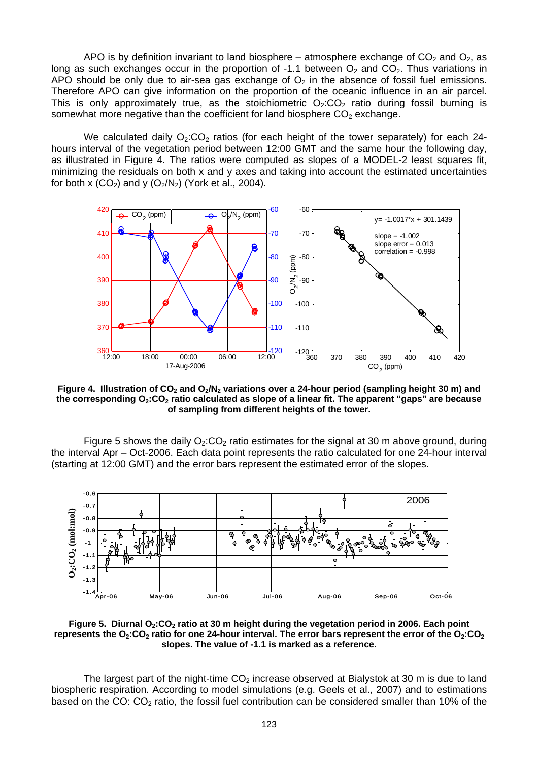APO is by definition invariant to land biosphere – atmosphere exchange of $CO_2$ and $O_2$, as long as such exchanges occur in the proportion of -1.1 between $O_2$ and $CO_2$. Thus variations in APO should be only due to air-sea gas exchange of $O_2$ in the absence of fossil fuel emissions. Therefore APO can give information on the proportion of the oceanic influence in an air parcel. This is only approximately true, as the stoichiometric $O_2$:$CO_2$ ratio during fossil burning is somewhat more negative than the coefficient for land biosphere $CO_2$ exchange.

We calculated daily $O_2$:$CO_2$ ratios (for each height of the tower separately) for each 24-hours interval of the vegetation period between 12:00 GMT and the same hour the following day, as illustrated in Figure 4. The ratios were computed as slopes of a MODEL-2 least squares fit, minimizing the residuals on both x and y axes and taking into account the estimated uncertainties for both x ($CO_2$) and y ($O_2/N_2$) (York et al., 2004).

**Figure 4. Illustration of $CO_2$ and $O_2/N_2$ variations over a 24-hour period (sampling height 30 m) and the corresponding $O_2$:$CO_2$ ratio calculated as slope of a linear fit. The apparent "gaps" are because of sampling from different heights of the tower.**

Figure 5 shows the daily $O_2$:$CO_2$ ratio estimates for the signal at 30 m above ground, during the interval Apr – Oct-2006. Each data point represents the ratio calculated for one 24-hour interval (starting at 12:00 GMT) and the error bars represent the estimated error of the slopes.

**Figure 5. Diurnal $O_2$:$CO_2$ ratio at 30 m height during the vegetation period in 2006. Each point represents the $O_2$:$CO_2$ ratio for one 24-hour interval. The error bars represent the error of the $O_2$:$CO_2$ slopes. The value of -1.1 is marked as a reference.**

The largest part of the night-time $CO_2$ increase observed at Bialystok at 30 m is due to land biospheric respiration. According to model simulations (e.g. Geels et al., 2007) and to estimations based on the CO: $CO_2$ ratio, the fossil fuel contribution can be considered smaller than 10% of the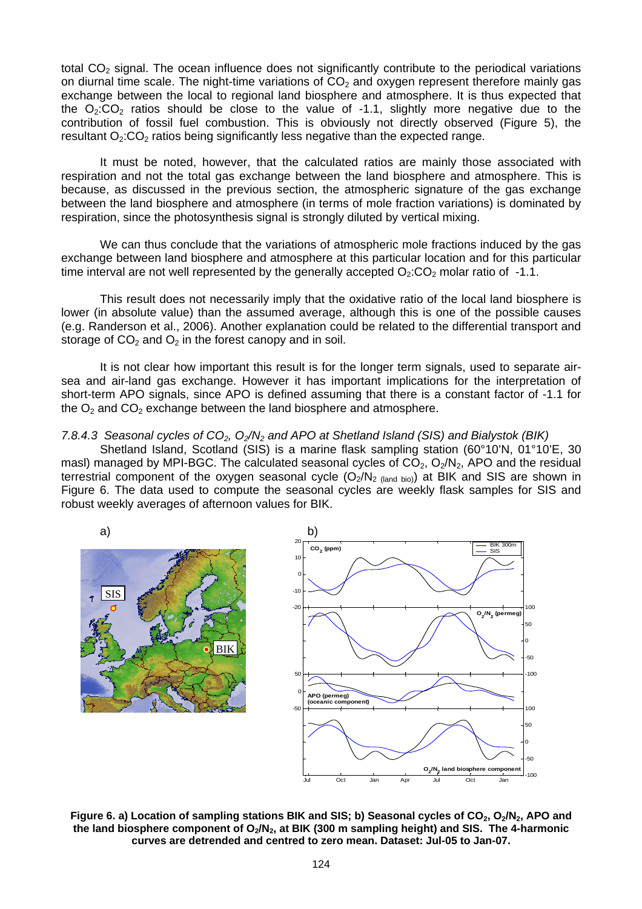total $CO_2$ signal. The ocean influence does not significantly contribute to the periodical variations on diurnal time scale. The night-time variations of $CO_2$ and oxygen represent therefore mainly gas exchange between the local to regional land biosphere and atmosphere. It is thus expected that the $O_2$:$CO_2$ ratios should be close to the value of -1.1, slightly more negative due to the contribution of fossil fuel combustion. This is obviously not directly observed (Figure 5), the resultant $O_2$:$CO_2$ ratios being significantly less negative than the expected range.

It must be noted, however, that the calculated ratios are mainly those associated with respiration and not the total gas exchange between the land biosphere and atmosphere. This is because, as discussed in the previous section, the atmospheric signature of the gas exchange between the land biosphere and atmosphere (in terms of mole fraction variations) is dominated by respiration, since the photosynthesis signal is strongly diluted by vertical mixing.

We can thus conclude that the variations of atmospheric mole fractions induced by the gas exchange between land biosphere and atmosphere at this particular location and for this particular time interval are not well represented by the generally accepted $O_2$:$CO_2$ molar ratio of -1.1.

This result does not necessarily imply that the oxidative ratio of the local land biosphere is lower (in absolute value) than the assumed average, although this is one of the possible causes (e.g. Randerson et al., 2006). Another explanation could be related to the differential transport and storage of $CO_2$ and $O_2$ in the forest canopy and in soil.

It is not clear how important this result is for the longer term signals, used to separate air-sea and air-land gas exchange. However it has important implications for the interpretation of short-term APO signals, since APO is defined assuming that there is a constant factor of -1.1 for the $O_2$ and $CO_2$ exchange between the land biosphere and atmosphere.

### *7.8.4.3 Seasonal cycles of $CO_2$, $O_2/N_2$ and APO at Shetland Island (SIS) and Bialystok (BIK)*

Shetland Island, Scotland (SIS) is a marine flask sampling station (60°10'N, 01°10'E, 30 masl) managed by MPI-BGC. The calculated seasonal cycles of $CO_2$, $O_2/N_2$, APO and the residual terrestrial component of the oxygen seasonal cycle ($O_2/N_{2\ (land\ bio)}$) at BIK and SIS are shown in Figure 6. The data used to compute the seasonal cycles are weekly flask samples for SIS and robust weekly averages of afternoon values for BIK.

**Figure 6. a) Location of sampling stations BIK and SIS; b) Seasonal cycles of $CO_2$, $O_2/N_2$, APO and the land biosphere component of $O_2/N_2$, at BIK (300 m sampling height) and SIS. The 4-harmonic curves are detrended and centred to zero mean. Dataset: Jul-05 to Jan-07.**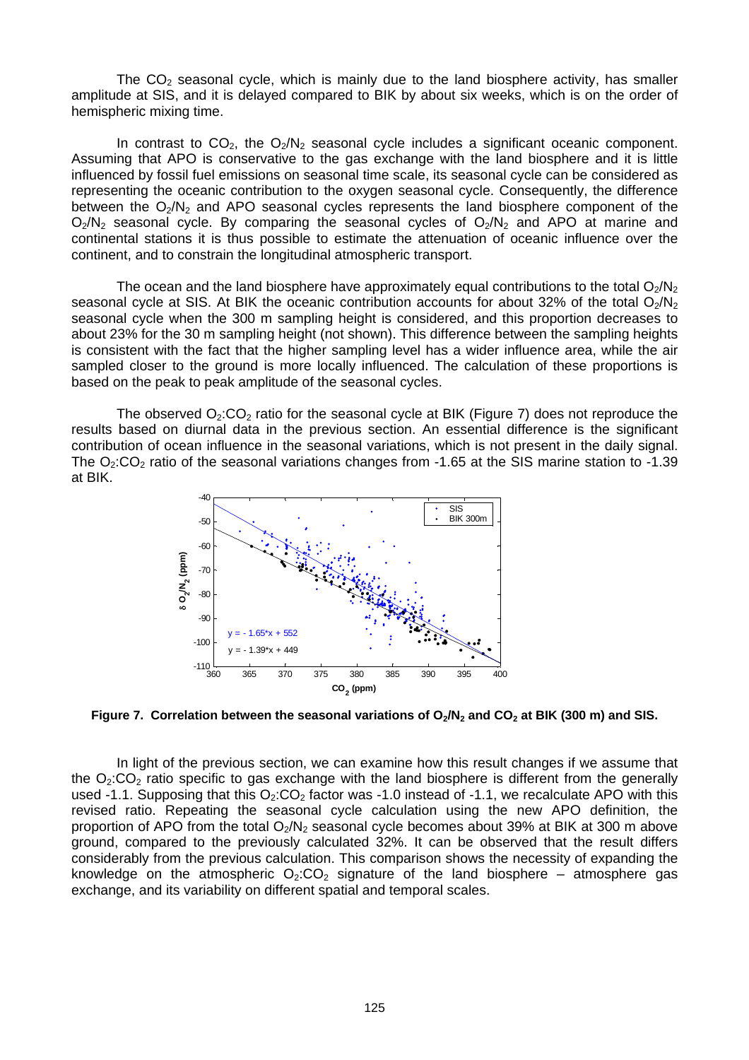The $CO_2$ seasonal cycle, which is mainly due to the land biosphere activity, has smaller amplitude at SIS, and it is delayed compared to BIK by about six weeks, which is on the order of hemispheric mixing time.

In contrast to $CO_2$, the $O_2/N_2$ seasonal cycle includes a significant oceanic component. Assuming that APO is conservative to the gas exchange with the land biosphere and it is little influenced by fossil fuel emissions on seasonal time scale, its seasonal cycle can be considered as representing the oceanic contribution to the oxygen seasonal cycle. Consequently, the difference between the $O_2/N_2$ and APO seasonal cycles represents the land biosphere component of the $O_2/N_2$ seasonal cycle. By comparing the seasonal cycles of $O_2/N_2$ and APO at marine and continental stations it is thus possible to estimate the attenuation of oceanic influence over the continent, and to constrain the longitudinal atmospheric transport.

The ocean and the land biosphere have approximately equal contributions to the total $O_2/N_2$ seasonal cycle at SIS. At BIK the oceanic contribution accounts for about 32% of the total $O_2/N_2$ seasonal cycle when the 300 m sampling height is considered, and this proportion decreases to about 23% for the 30 m sampling height (not shown). This difference between the sampling heights is consistent with the fact that the higher sampling level has a wider influence area, while the air sampled closer to the ground is more locally influenced. The calculation of these proportions is based on the peak to peak amplitude of the seasonal cycles.

The observed $O_2$:$CO_2$ ratio for the seasonal cycle at BIK (Figure 7) does not reproduce the results based on diurnal data in the previous section. An essential difference is the significant contribution of ocean influence in the seasonal variations, which is not present in the daily signal. The $O_2$:$CO_2$ ratio of the seasonal variations changes from -1.65 at the SIS marine station to -1.39 at BIK.

**Figure 7. Correlation between the seasonal variations of $O_2/N_2$ and $CO_2$ at BIK (300 m) and SIS.**

In light of the previous section, we can examine how this result changes if we assume that the $O_2$:$CO_2$ ratio specific to gas exchange with the land biosphere is different from the generally used -1.1. Supposing that this $O_2$:$CO_2$ factor was -1.0 instead of -1.1, we recalculate APO with this revised ratio. Repeating the seasonal cycle calculation using the new APO definition, the proportion of APO from the total $O_2/N_2$ seasonal cycle becomes about 39% at BIK at 300 m above ground, compared to the previously calculated 32%. It can be observed that the result differs considerably from the previous calculation. This comparison shows the necessity of expanding the knowledge on the atmospheric $O_2$:$CO_2$ signature of the land biosphere – atmosphere gas exchange, and its variability on different spatial and temporal scales.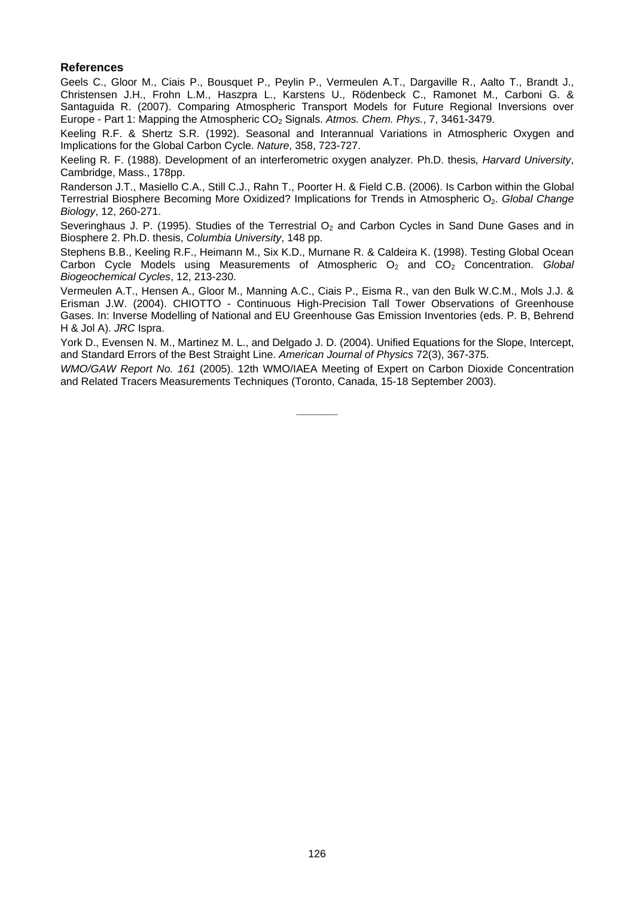## References

Geels C., Gloor M., Ciais P., Bousquet P., Peylin P., Vermeulen A.T., Dargaville R., Aalto T., Brandt J., Christensen J.H., Frohn L.M., Haszpra L., Karstens U., Rödenbeck C., Ramonet M., Carboni G. & Santaguida R. (2007). Comparing Atmospheric Transport Models for Future Regional Inversions over Europe - Part 1: Mapping the Atmospheric $CO_2$ Signals. *Atmos. Chem. Phys.*, 7, 3461-3479.

Keeling R.F. & Shertz S.R. (1992). Seasonal and Interannual Variations in Atmospheric Oxygen and Implications for the Global Carbon Cycle. *Nature*, 358, 723-727.

Keeling R. F. (1988). Development of an interferometric oxygen analyzer. Ph.D. thesis*, Harvard University*, Cambridge, Mass., 178pp.

Randerson J.T., Masiello C.A., Still C.J., Rahn T., Poorter H. & Field C.B. (2006). Is Carbon within the Global Terrestrial Biosphere Becoming More Oxidized? Implications for Trends in Atmospheric $O_2$. *Global Change Biology*, 12, 260-271.

Severinghaus J. P. (1995). Studies of the Terrestrial $O_2$ and Carbon Cycles in Sand Dune Gases and in Biosphere 2. Ph.D. thesis, *Columbia University*, 148 pp.

Stephens B.B., Keeling R.F., Heimann M., Six K.D., Murnane R. & Caldeira K. (1998). Testing Global Ocean Carbon Cycle Models using Measurements of Atmospheric $O_2$ and $CO_2$ Concentration. *Global Biogeochemical Cycles*, 12, 213-230.

Vermeulen A.T., Hensen A., Gloor M., Manning A.C., Ciais P., Eisma R., van den Bulk W.C.M., Mols J.J. & Erisman J.W. (2004). CHIOTTO - Continuous High-Precision Tall Tower Observations of Greenhouse Gases. In: Inverse Modelling of National and EU Greenhouse Gas Emission Inventories (eds. P. B, Behrend H & Jol A). *JRC* Ispra.

York D., Evensen N. M., Martinez M. L., and Delgado J. D. (2004). Unified Equations for the Slope, Intercept, and Standard Errors of the Best Straight Line. *American Journal of Physics* 72(3), 367-375.

*WMO/GAW Report No. 161* (2005). 12th WMO/IAEA Meeting of Expert on Carbon Dioxide Concentration and Related Tracers Measurements Techniques (Toronto, Canada, 15-18 September 2003).